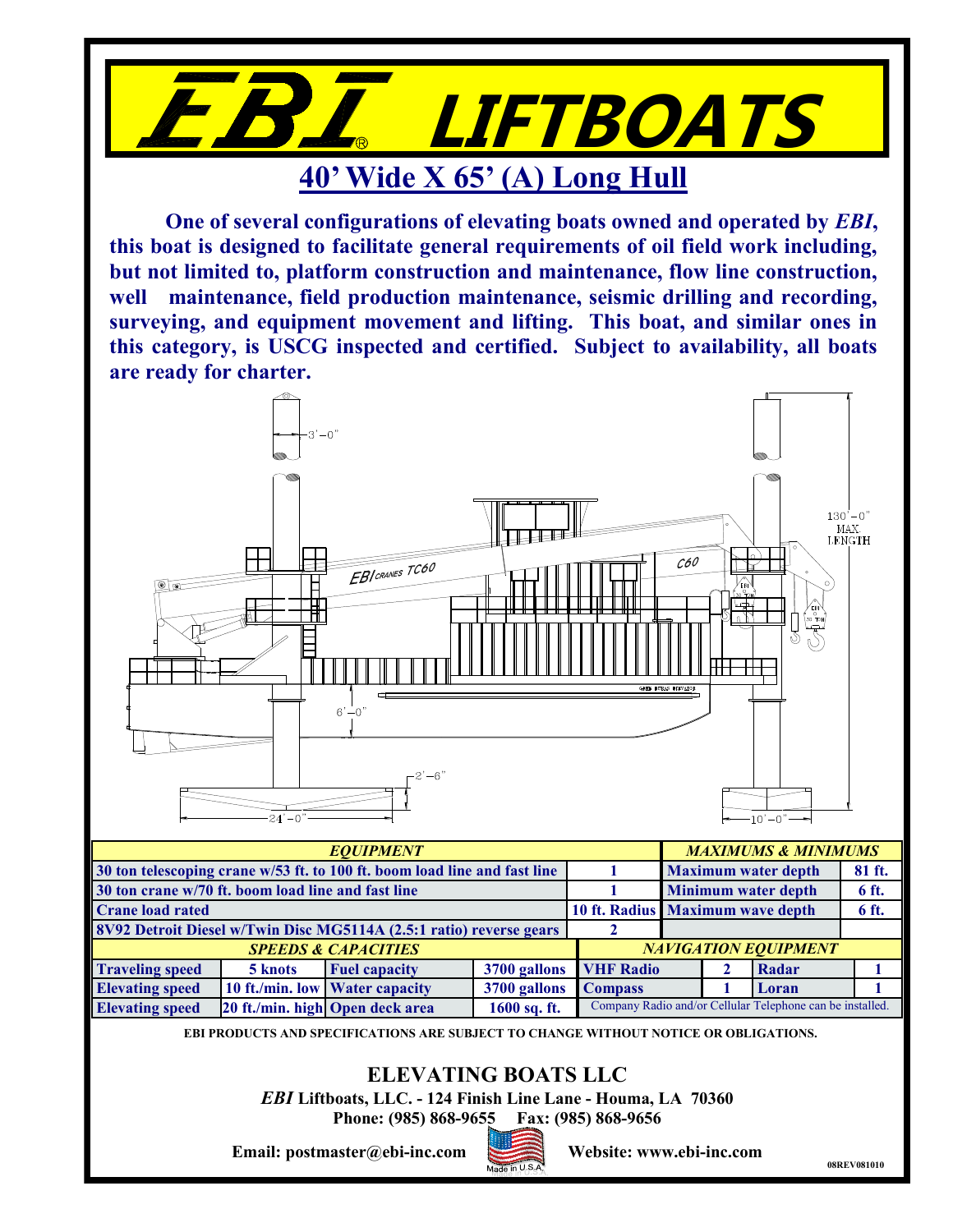# *EBI*® LIFTBOATS

## 40' Wide X 65' (A) Long Hull

**One of several configurations of elevating boats owned and operated by *EBI*, this boat is designed to facilitate general requirements of oil field work including, but not limited to, platform construction and maintenance, flow line construction, well maintenance, field production maintenance, seismic drilling and recording, surveying, and equipment movement and lifting. This boat, and similar ones in this category, is USCG inspected and certified. Subject to availability, all boats are ready for charter.**

| *EQUIPMENT* | | *MAXIMUMS & MINIMUMS* | |
|---|---|---|---|
| 30 ton telescoping crane w/53 ft. to 100 ft. boom load line and fast line | 1 | Maximum water depth | 81 ft. |
| 30 ton crane w/70 ft. boom load line and fast line | 1 | Minimum water depth | 6 ft. |
| Crane load rated | 10 ft. Radius | Maximum wave depth | 6 ft. |
| 8V92 Detroit Diesel w/Twin Disc MG5114A (2.5:1 ratio) reverse gears | 2 | | |

| *SPEEDS & CAPACITIES* | | | |
|---|---|---|---|
| Traveling speed | 5 knots | Fuel capacity | 3700 gallons |
| Elevating speed | 10 ft./min. low | Water capacity | 3700 gallons |
| Elevating speed | 20 ft./min. high | Open deck area | 1600 sq. ft. |

| *NAVIGATION EQUIPMENT* | | | |
|---|---|---|---|
| VHF Radio | 2 | Radar | 1 |
| Compass | 1 | Loran | 1 |
| Company Radio and/or Cellular Telephone can be installed. | | | |

**EBI PRODUCTS AND SPECIFICATIONS ARE SUBJECT TO CHANGE WITHOUT NOTICE OR OBLIGATIONS.**

## ELEVATING BOATS LLC

***EBI* Liftboats, LLC. - 124 Finish Line Lane - Houma, LA 70360**

**Phone: (985) 868-9655 Fax: (985) 868-9656**

**Email: postmaster@ebi-inc.com** Made in U.S.A. **Website: www.ebi-inc.com**

08REV081010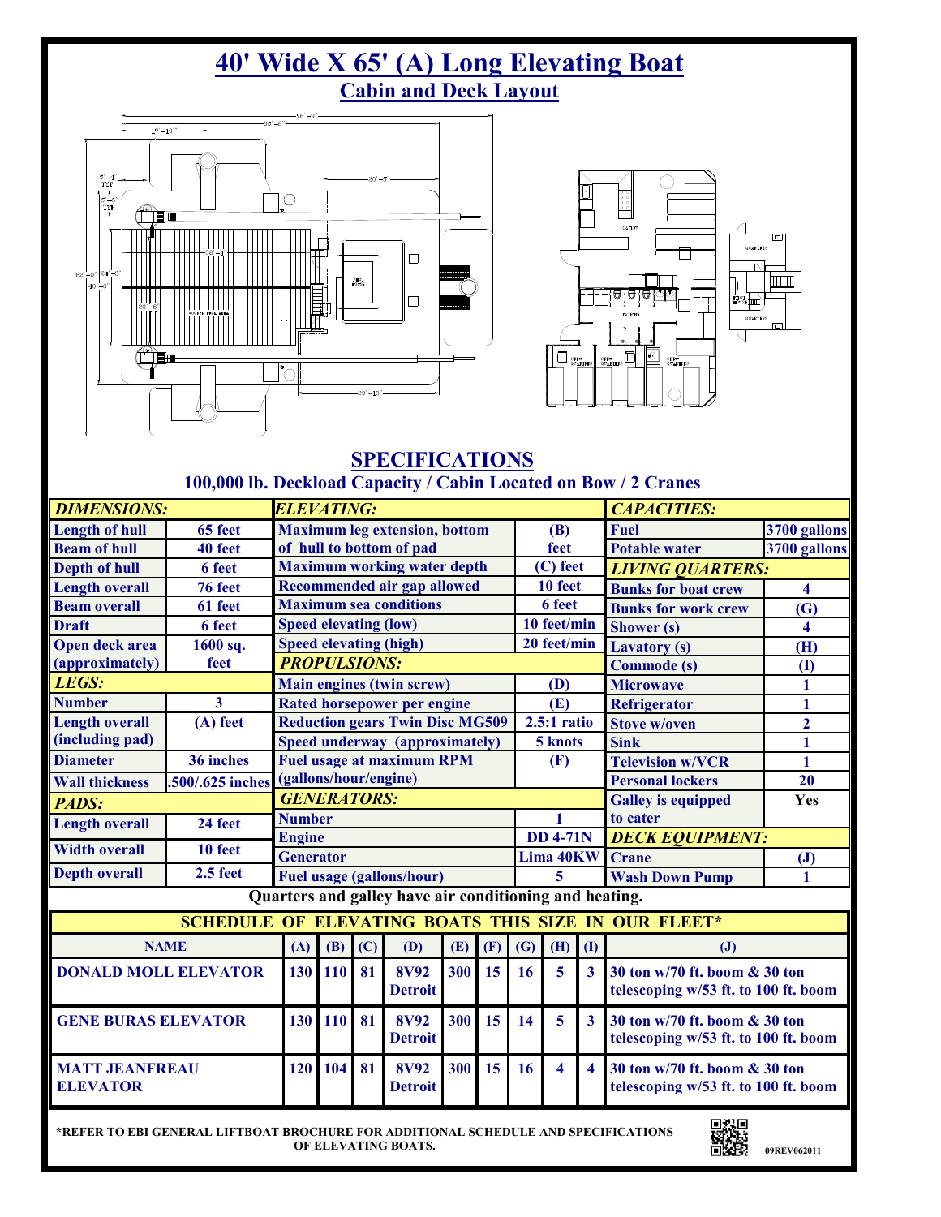# 40' Wide X 65' (A) Long Elevating Boat

## Cabin and Deck Layout

## SPECIFICATIONS

### 100,000 lb. Deckload Capacity / Cabin Located on Bow / 2 Cranes

| | | | | | |
|---|---|---|---|---|---|
| ***DIMENSIONS:*** | | ***ELEVATING:*** | | ***CAPACITIES:*** | |
| **Length of hull** | **65 feet** | **Maximum leg extension, bottom of hull to bottom of pad** | **(B) feet** | **Fuel** | **3700 gallons** |
| **Beam of hull** | **40 feet** | | | **Potable water** | **3700 gallons** |
| **Depth of hull** | **6 feet** | **Maximum working water depth** | **(C) feet** | ***LIVING QUARTERS:*** | |
| **Length overall** | **76 feet** | **Recommended air gap allowed** | **10 feet** | **Bunks for boat crew** | **4** |
| **Beam overall** | **61 feet** | **Maximum sea conditions** | **6 feet** | **Bunks for work crew** | **(G)** |
| **Draft** | **6 feet** | **Speed elevating (low)** | **10 feet/min** | **Shower (s)** | **4** |
| **Open deck area (approximately)** | **1600 sq. feet** | **Speed elevating (high)** | **20 feet/min** | **Lavatory (s)** | **(H)** |
| | | ***PROPULSIONS:*** | | **Commode (s)** | **(I)** |
| ***LEGS:*** | | **Main engines (twin screw)** | **(D)** | **Microwave** | **1** |
| **Number** | **3** | **Rated horsepower per engine** | **(E)** | **Refrigerator** | **1** |
| **Length overall (including pad)** | **(A) feet** | **Reduction gears Twin Disc MG509** | **2.5:1 ratio** | **Stove w/oven** | **2** |
| | | **Speed underway (approximately)** | **5 knots** | **Sink** | **1** |
| **Diameter** | **36 inches** | **Fuel usage at maximum RPM (gallons/hour/engine)** | **(F)** | **Television w/VCR** | **1** |
| **Wall thickness** | **.500/.625 inches** | | | **Personal lockers** | **20** |
| ***PADS:*** | | ***GENERATORS:*** | | **Galley is equipped to cater** | **Yes** |
| **Length overall** | **24 feet** | **Number** | **1** | | |
| | | **Engine** | **DD 4-71N** | ***DECK EQUIPMENT:*** | |
| **Width overall** | **10 feet** | **Generator** | **Lima 40KW** | **Crane** | **(J)** |
| **Depth overall** | **2.5 feet** | **Fuel usage (gallons/hour)** | **5** | **Wash Down Pump** | **1** |

**Quarters and galley have air conditioning and heating.**

**SCHEDULE OF ELEVATING BOATS THIS SIZE IN OUR FLEET***

| NAME | (A) | (B) | (C) | (D) | (E) | (F) | (G) | (H) | (I) | (J) |
|---|---|---|---|---|---|---|---|---|---|---|
| **DONALD MOLL ELEVATOR** | 130 | 110 | 81 | 8V92 Detroit | 300 | 15 | 16 | 5 | 3 | 30 ton w/70 ft. boom & 30 ton telescoping w/53 ft. to 100 ft. boom |
| **GENE BURAS ELEVATOR** | 130 | 110 | 81 | 8V92 Detroit | 300 | 15 | 14 | 5 | 3 | 30 ton w/70 ft. boom & 30 ton telescoping w/53 ft. to 100 ft. boom |
| **MATT JEANFREAU ELEVATOR** | 120 | 104 | 81 | 8V92 Detroit | 300 | 15 | 16 | 4 | 4 | 30 ton w/70 ft. boom & 30 ton telescoping w/53 ft. to 100 ft. boom |

***REFER TO EBI GENERAL LIFTBOAT BROCHURE FOR ADDITIONAL SCHEDULE AND SPECIFICATIONS OF ELEVATING BOATS.**

09REV062011